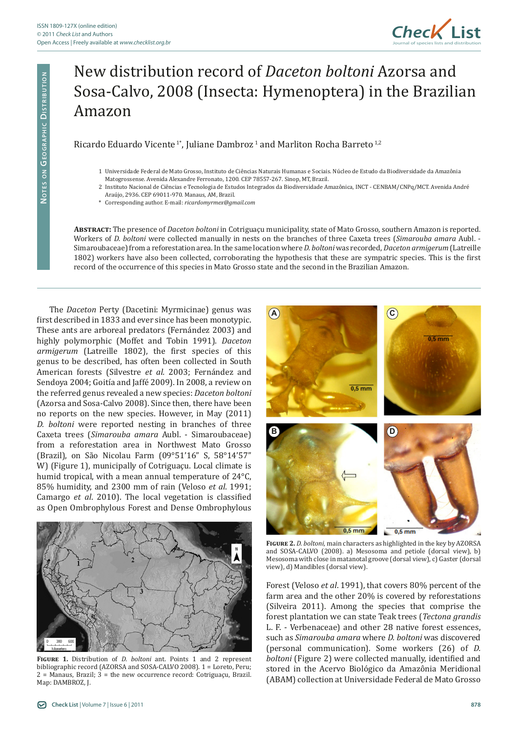Notes on Geographic Distribution

# New distribution record of *Daceton boltoni* Azorsa and Sosa-Calvo, 2008 (Insecta: Hymenoptera) in the Brazilian Amazon

Ricardo Eduardo Vicente [1*], Juliane Dambroz [1] and Marliton Rocha Barreto [1,2]

1 Universidade Federal de Mato Grosso, Instituto de Ciências Naturais Humanas e Sociais. Núcleo de Estudo da Biodiversidade da Amazônia Matogrossense. Avenida Alexandre Ferronato, 1200. CEP 78557-267. Sinop, MT, Brazil.

2 Instituto Nacional de Ciências e Tecnologia de Estudos Integrados da Biodiversidade Amazônica, INCT - CENBAM/CNPq/MCT. Avenida André Araújo, 2936. CEP 69011-970. Manaus, AM, Brazil.

\* Corresponding author. E-mail: *ricardomyrmex@gmail.com*

**Abstract:** The presence of *Daceton boltoni* in Cotriguaçu municipality, state of Mato Grosso, southern Amazon is reported. Workers of *D. boltoni* were collected manually in nests on the branches of three Caxeta trees (*Simarouba amara* Aubl. - Simaroubaceae) from a reforestation area. In the same location where *D. boltoni* was recorded, *Daceton armigerum* (Latreille 1802) workers have also been collected, corroborating the hypothesis that these are sympatric species. This is the first record of the occurrence of this species in Mato Grosso state and the second in the Brazilian Amazon.

The *Daceton* Perty (Dacetini: Myrmicinae) genus was first described in 1833 and ever since has been monotypic. These ants are arboreal predators (Fernández 2003) and highly polymorphic (Moffet and Tobin 1991). *Daceton armigerum* (Latreille 1802), the first species of this genus to be described, has often been collected in South American forests (Silvestre *et al*. 2003; Fernández and Sendoya 2004; Goitía and Jaffé 2009). In 2008, a review on the referred genus revealed a new species: *Daceton boltoni* (Azorsa and Sosa-Calvo 2008). Since then, there have been no reports on the new species. However, in May (2011) *D. boltoni* were reported nesting in branches of three Caxeta trees (*Simarouba amara* Aubl. - Simaroubaceae) from a reforestation area in Northwest Mato Grosso (Brazil), on São Nicolau Farm (09°51'16" S, 58°14'57" W) (Figure 1), municipally of Cotriguaçu. Local climate is humid tropical, with a mean annual temperature of 24°C, 85% humidity, and 2300 mm of rain (Veloso *et al*. 1991; Camargo *et al*. 2010). The local vegetation is classified as Open Ombrophylous Forest and Dense Ombrophylous Forest (Veloso *et al*. 1991), that covers 80% percent of the farm area and the other 20% is covered by reforestations (Silveira 2011). Among the species that comprise the forest plantation we can state Teak trees (*Tectona grandis* L. F. - Verbenaceae) and other 28 native forest essences, such as *Simarouba amara* where *D. boltoni* was discovered (personal communication). Some workers (26) of *D. boltoni* (Figure 2) were collected manually, identified and stored in the Acervo Biológico da Amazônia Meridional (ABAM) collection at Universidade Federal de Mato Grosso

**Figure 1.** Distribution of *D. boltoni* ant. Points 1 and 2 represent bibliographic record (AZORSA and SOSA-CALVO 2008). 1 = Loreto, Peru; 2 = Manaus, Brazil; 3 = the new occurrence record: Cotriguaçu, Brazil. Map: DAMBROZ, J.

**Figure 2.** *D. boltoni*, main characters as highlighted in the key by AZORSA and SOSA-CALVO (2008). a) Mesosoma and petiole (dorsal view), b) Mesosoma with close in matanotal groove (dorsal view), c) Gaster (dorsal view), d) Mandibles (dorsal view).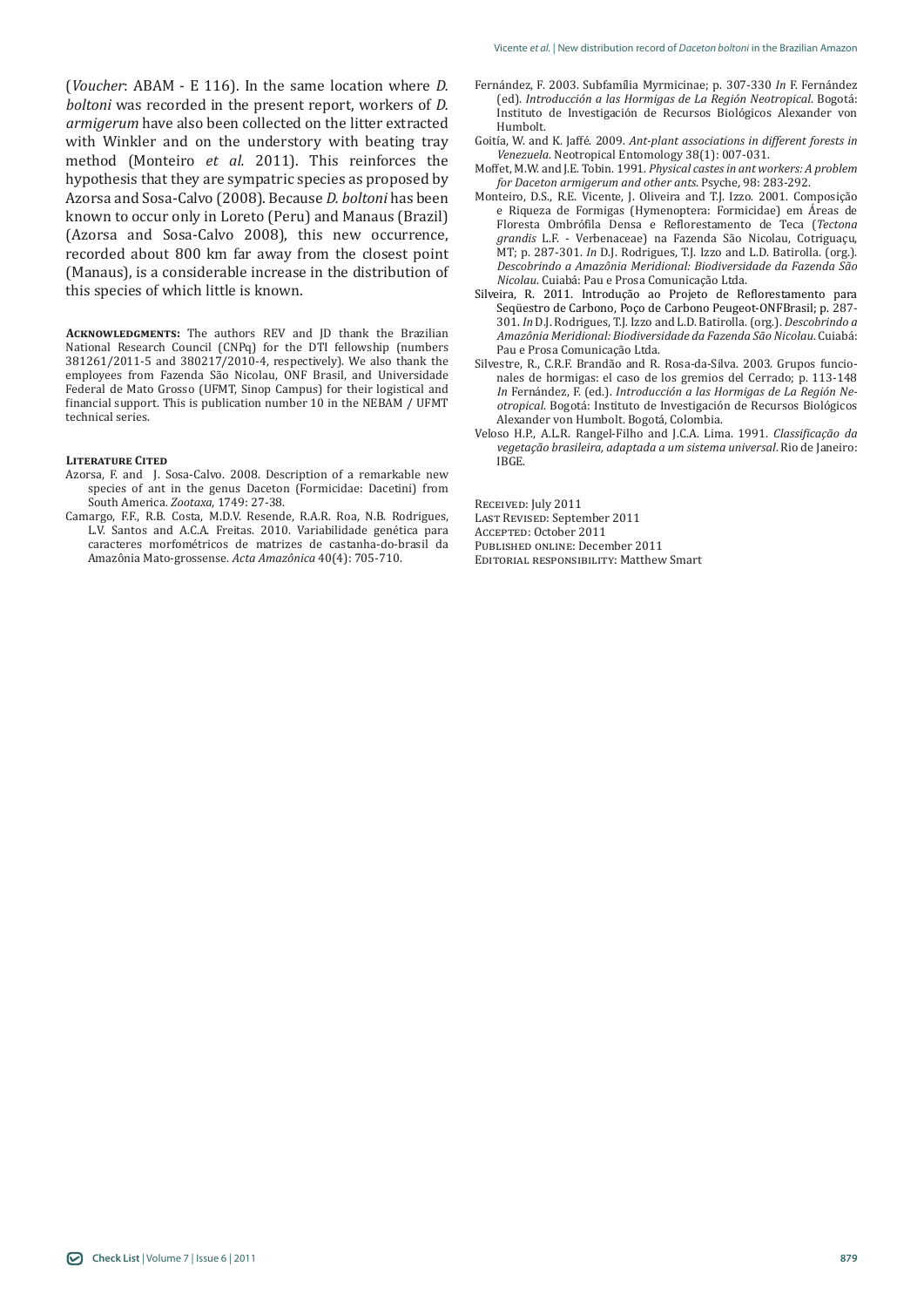(*Voucher*: ABAM - E 116). In the same location where *D. boltoni* was recorded in the present report, workers of *D. armigerum* have also been collected on the litter extracted with Winkler and on the understory with beating tray method (Monteiro *et al.* 2011). This reinforces the hypothesis that they are sympatric species as proposed by Azorsa and Sosa-Calvo (2008). Because *D. boltoni* has been known to occur only in Loreto (Peru) and Manaus (Brazil) (Azorsa and Sosa-Calvo 2008), this new occurrence, recorded about 800 km far away from the closest point (Manaus), is a considerable increase in the distribution of this species of which little is known.

**Acknowledgments:** The authors REV and JD thank the Brazilian National Research Council (CNPq) for the DTI fellowship (numbers 381261/2011-5 and 380217/2010-4, respectively). We also thank the employees from Fazenda São Nicolau, ONF Brasil, and Universidade Federal de Mato Grosso (UFMT, Sinop Campus) for their logistical and financial support. This is publication number 10 in the NEBAM / UFMT technical series.

## Literature Cited

Azorsa, F. and J. Sosa-Calvo. 2008. Description of a remarkable new species of ant in the genus Daceton (Formicidae: Dacetini) from South America. *Zootaxa*, 1749: 27-38.

Camargo, F.F., R.B. Costa, M.D.V. Resende, R.A.R. Roa, N.B. Rodrigues, L.V. Santos and A.C.A. Freitas. 2010. Variabilidade genética para caracteres morfométricos de matrizes de castanha-do-brasil da Amazônia Mato-grossense. *Acta Amazônica* 40(4): 705-710.

Fernández, F. 2003. Subfamília Myrmicinae; p. 307-330 *In* F. Fernández (ed). *Introducción a las Hormigas de La Región Neotropical*. Bogotá: Instituto de Investigación de Recursos Biológicos Alexander von Humbolt.

Goitía, W. and K. Jaffé. 2009. *Ant-plant associations in different forests in Venezuela*. Neotropical Entomology 38(1): 007-031.

Moffet, M.W. and J.E. Tobin. 1991. *Physical castes in ant workers: A problem for Daceton armigerum and other ants*. Psyche, 98: 283-292.

Monteiro, D.S., R.E. Vicente, J. Oliveira and T.J. Izzo. 2001. Composição e Riqueza de Formigas (Hymenoptera: Formicidae) em Áreas de Floresta Ombrófila Densa e Reflorestamento de Teca (*Tectona grandis* L.F. - Verbenaceae) na Fazenda São Nicolau, Cotriguaçu, MT; p. 287-301. *In* D.J. Rodrigues, T.J. Izzo and L.D. Batirolla. (org.). *Descobrindo a Amazônia Meridional: Biodiversidade da Fazenda São Nicolau*. Cuiabá: Pau e Prosa Comunicação Ltda.

Silveira, R. 2011. Introdução ao Projeto de Reflorestamento para Seqüestro de Carbono, Poço de Carbono Peugeot-ONFBrasil; p. 287-301. *In* D.J. Rodrigues, T.J. Izzo and L.D. Batirolla. (org.). *Descobrindo a Amazônia Meridional: Biodiversidade da Fazenda São Nicolau*. Cuiabá: Pau e Prosa Comunicação Ltda.

Silvestre, R., C.R.F. Brandão and R. Rosa-da-Silva. 2003. Grupos funcionales de hormigas: el caso de los gremios del Cerrado; p. 113-148 *In* Fernández, F. (ed.). *Introducción a las Hormigas de La Región Neotropical*. Bogotá: Instituto de Investigación de Recursos Biológicos Alexander von Humbolt. Bogotá, Colombia.

Veloso H.P., A.L.R. Rangel-Filho and J.C.A. Lima. 1991. *Classificação da vegetação brasileira, adaptada a um sistema universal*. Rio de Janeiro: IBGE.

Received: July 2011
Last Revised: September 2011
Accepted: October 2011
Published online: December 2011
Editorial responsibility: Matthew Smart